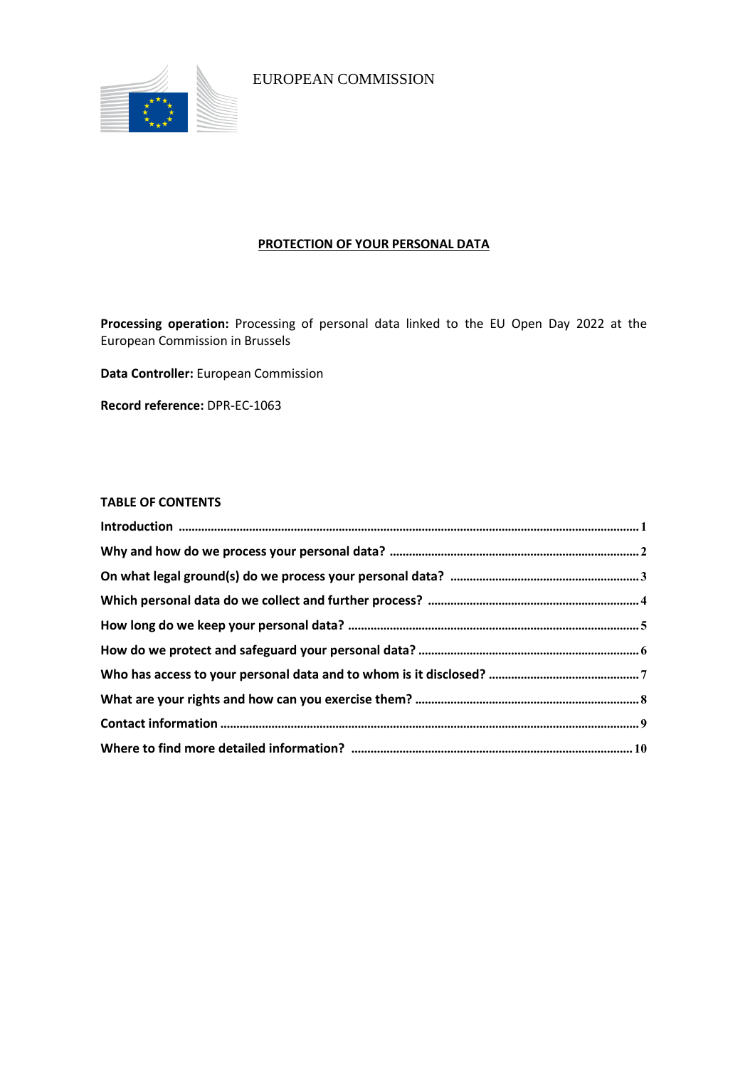EUROPEAN COMMISSION

# PROTECTION OF YOUR PERSONAL DATA

**Processing operation:** Processing of personal data linked to the EU Open Day 2022 at the European Commission in Brussels

**Data Controller:** European Commission

**Record reference:** DPR-EC-1063

## TABLE OF CONTENTS

**Introduction** ........................................ 1

**Why and how do we process your personal data?** ........................................ 2

**On what legal ground(s) do we process your personal data?** ........................................ 3

**Which personal data do we collect and further process?** ........................................ 4

**How long do we keep your personal data?** ........................................ 5

**How do we protect and safeguard your personal data?** ........................................ 6

**Who has access to your personal data and to whom is it disclosed?** ........................................ 7

**What are your rights and how can you exercise them?** ........................................ 8

**Contact information** ........................................ 9

**Where to find more detailed information?** ........................................ 10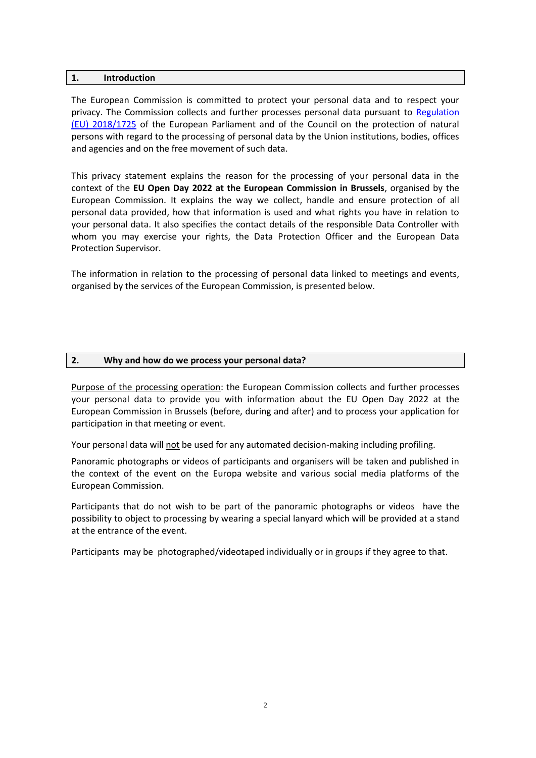## 1. Introduction

The European Commission is committed to protect your personal data and to respect your privacy. The Commission collects and further processes personal data pursuant to [Regulation (EU) 2018/1725](#) of the European Parliament and of the Council on the protection of natural persons with regard to the processing of personal data by the Union institutions, bodies, offices and agencies and on the free movement of such data.

This privacy statement explains the reason for the processing of your personal data in the context of the **EU Open Day 2022 at the European Commission in Brussels**, organised by the European Commission. It explains the way we collect, handle and ensure protection of all personal data provided, how that information is used and what rights you have in relation to your personal data. It also specifies the contact details of the responsible Data Controller with whom you may exercise your rights, the Data Protection Officer and the European Data Protection Supervisor.

The information in relation to the processing of personal data linked to meetings and events, organised by the services of the European Commission, is presented below.

## 2. Why and how do we process your personal data?

Purpose of the processing operation: the European Commission collects and further processes your personal data to provide you with information about the EU Open Day 2022 at the European Commission in Brussels (before, during and after) and to process your application for participation in that meeting or event.

Your personal data will not be used for any automated decision-making including profiling.

Panoramic photographs or videos of participants and organisers will be taken and published in the context of the event on the Europa website and various social media platforms of the European Commission.

Participants that do not wish to be part of the panoramic photographs or videos have the possibility to object to processing by wearing a special lanyard which will be provided at a stand at the entrance of the event.

Participants may be photographed/videotaped individually or in groups if they agree to that.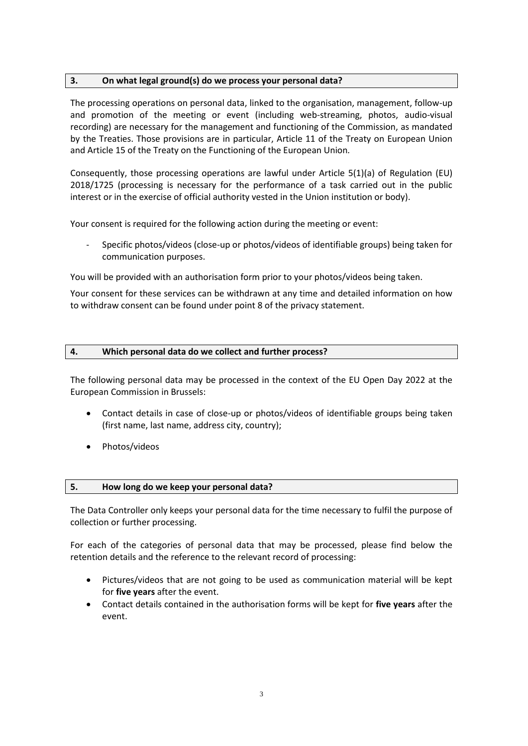## 3. On what legal ground(s) do we process your personal data?

The processing operations on personal data, linked to the organisation, management, follow-up and promotion of the meeting or event (including web-streaming, photos, audio-visual recording) are necessary for the management and functioning of the Commission, as mandated by the Treaties. Those provisions are in particular, Article 11 of the Treaty on European Union and Article 15 of the Treaty on the Functioning of the European Union.

Consequently, those processing operations are lawful under Article 5(1)(a) of Regulation (EU) 2018/1725 (processing is necessary for the performance of a task carried out in the public interest or in the exercise of official authority vested in the Union institution or body).

Your consent is required for the following action during the meeting or event:

- Specific photos/videos (close-up or photos/videos of identifiable groups) being taken for communication purposes.

You will be provided with an authorisation form prior to your photos/videos being taken.

Your consent for these services can be withdrawn at any time and detailed information on how to withdraw consent can be found under point 8 of the privacy statement.

## 4. Which personal data do we collect and further process?

The following personal data may be processed in the context of the EU Open Day 2022 at the European Commission in Brussels:

- Contact details in case of close-up or photos/videos of identifiable groups being taken (first name, last name, address city, country);
- Photos/videos

## 5. How long do we keep your personal data?

The Data Controller only keeps your personal data for the time necessary to fulfil the purpose of collection or further processing.

For each of the categories of personal data that may be processed, please find below the retention details and the reference to the relevant record of processing:

- Pictures/videos that are not going to be used as communication material will be kept for **five years** after the event.
- Contact details contained in the authorisation forms will be kept for **five years** after the event.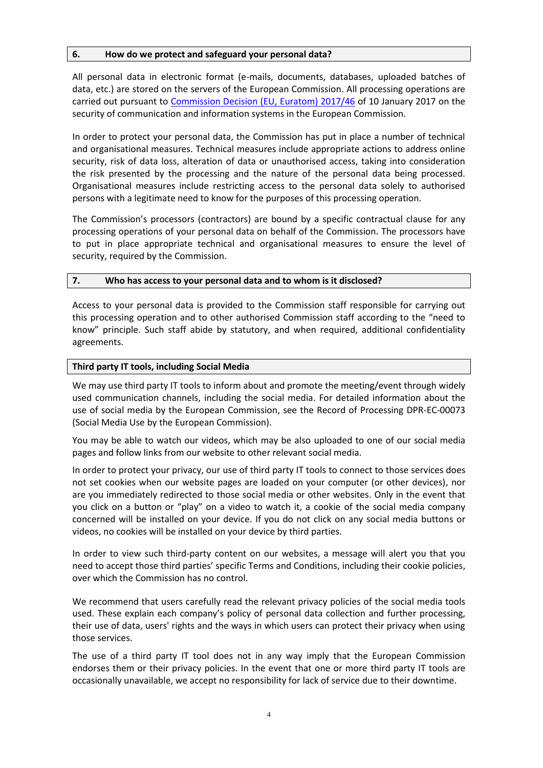## 6. How do we protect and safeguard your personal data?

All personal data in electronic format (e-mails, documents, databases, uploaded batches of data, etc.) are stored on the servers of the European Commission. All processing operations are carried out pursuant to [Commission Decision (EU, Euratom) 2017/46](#) of 10 January 2017 on the security of communication and information systems in the European Commission.

In order to protect your personal data, the Commission has put in place a number of technical and organisational measures. Technical measures include appropriate actions to address online security, risk of data loss, alteration of data or unauthorised access, taking into consideration the risk presented by the processing and the nature of the personal data being processed. Organisational measures include restricting access to the personal data solely to authorised persons with a legitimate need to know for the purposes of this processing operation.

The Commission's processors (contractors) are bound by a specific contractual clause for any processing operations of your personal data on behalf of the Commission. The processors have to put in place appropriate technical and organisational measures to ensure the level of security, required by the Commission.

## 7. Who has access to your personal data and to whom is it disclosed?

Access to your personal data is provided to the Commission staff responsible for carrying out this processing operation and to other authorised Commission staff according to the "need to know" principle. Such staff abide by statutory, and when required, additional confidentiality agreements.

### Third party IT tools, including Social Media

We may use third party IT tools to inform about and promote the meeting/event through widely used communication channels, including the social media. For detailed information about the use of social media by the European Commission, see the Record of Processing DPR-EC-00073 (Social Media Use by the European Commission).

You may be able to watch our videos, which may be also uploaded to one of our social media pages and follow links from our website to other relevant social media.

In order to protect your privacy, our use of third party IT tools to connect to those services does not set cookies when our website pages are loaded on your computer (or other devices), nor are you immediately redirected to those social media or other websites. Only in the event that you click on a button or "play" on a video to watch it, a cookie of the social media company concerned will be installed on your device. If you do not click on any social media buttons or videos, no cookies will be installed on your device by third parties.

In order to view such third-party content on our websites, a message will alert you that you need to accept those third parties' specific Terms and Conditions, including their cookie policies, over which the Commission has no control.

We recommend that users carefully read the relevant privacy policies of the social media tools used. These explain each company's policy of personal data collection and further processing, their use of data, users' rights and the ways in which users can protect their privacy when using those services.

The use of a third party IT tool does not in any way imply that the European Commission endorses them or their privacy policies. In the event that one or more third party IT tools are occasionally unavailable, we accept no responsibility for lack of service due to their downtime.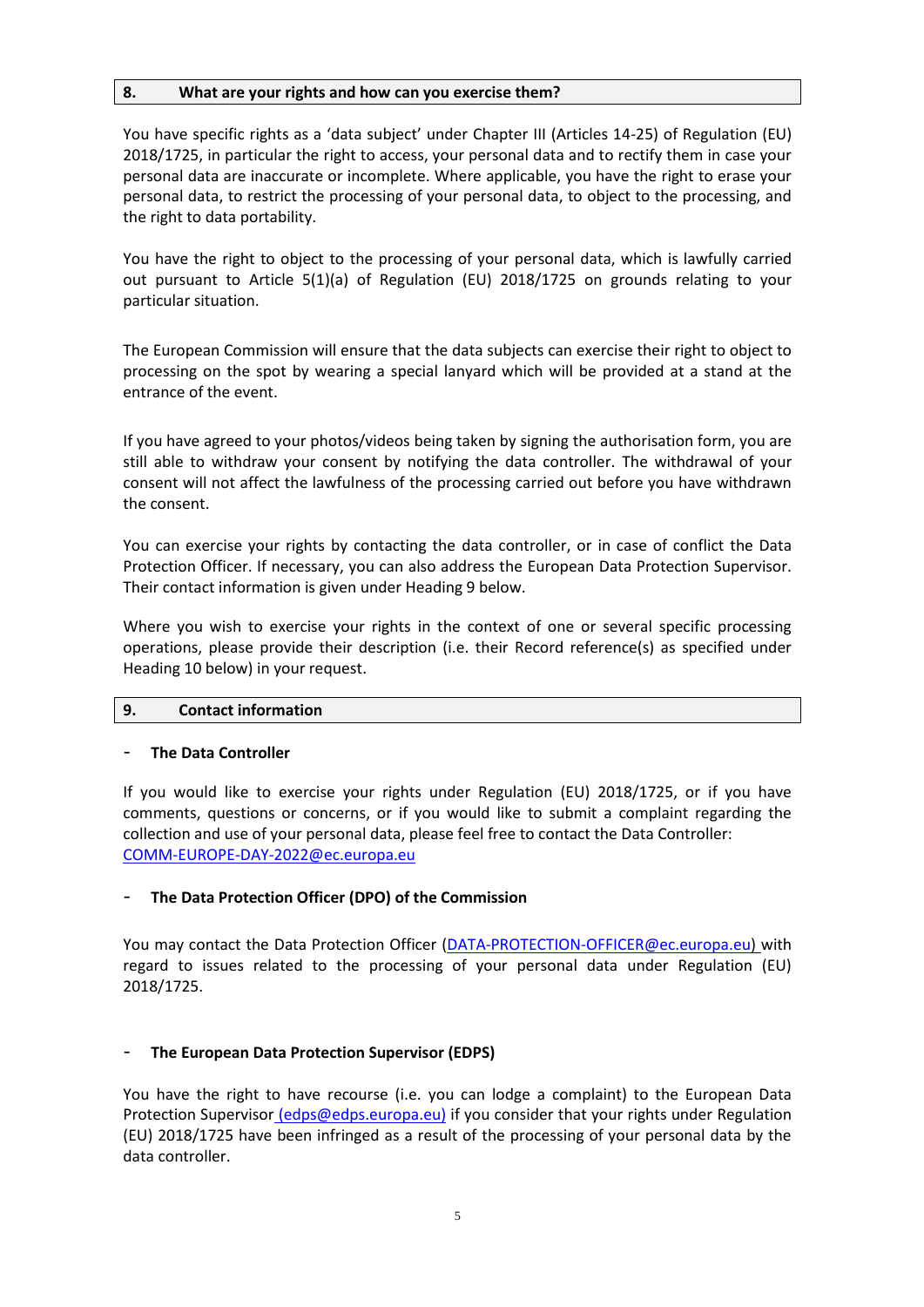## 8. What are your rights and how can you exercise them?

You have specific rights as a 'data subject' under Chapter III (Articles 14-25) of Regulation (EU) 2018/1725, in particular the right to access, your personal data and to rectify them in case your personal data are inaccurate or incomplete. Where applicable, you have the right to erase your personal data, to restrict the processing of your personal data, to object to the processing, and the right to data portability.

You have the right to object to the processing of your personal data, which is lawfully carried out pursuant to Article 5(1)(a) of Regulation (EU) 2018/1725 on grounds relating to your particular situation.

The European Commission will ensure that the data subjects can exercise their right to object to processing on the spot by wearing a special lanyard which will be provided at a stand at the entrance of the event.

If you have agreed to your photos/videos being taken by signing the authorisation form, you are still able to withdraw your consent by notifying the data controller. The withdrawal of your consent will not affect the lawfulness of the processing carried out before you have withdrawn the consent.

You can exercise your rights by contacting the data controller, or in case of conflict the Data Protection Officer. If necessary, you can also address the European Data Protection Supervisor. Their contact information is given under Heading 9 below.

Where you wish to exercise your rights in the context of one or several specific processing operations, please provide their description (i.e. their Record reference(s) as specified under Heading 10 below) in your request.

## 9. Contact information

- **The Data Controller**

If you would like to exercise your rights under Regulation (EU) 2018/1725, or if you have comments, questions or concerns, or if you would like to submit a complaint regarding the collection and use of your personal data, please feel free to contact the Data Controller: COMM-EUROPE-DAY-2022@ec.europa.eu

- **The Data Protection Officer (DPO) of the Commission**

You may contact the Data Protection Officer (DATA-PROTECTION-OFFICER@ec.europa.eu) with regard to issues related to the processing of your personal data under Regulation (EU) 2018/1725.

- **The European Data Protection Supervisor (EDPS)**

You have the right to have recourse (i.e. you can lodge a complaint) to the European Data Protection Supervisor (edps@edps.europa.eu) if you consider that your rights under Regulation (EU) 2018/1725 have been infringed as a result of the processing of your personal data by the data controller.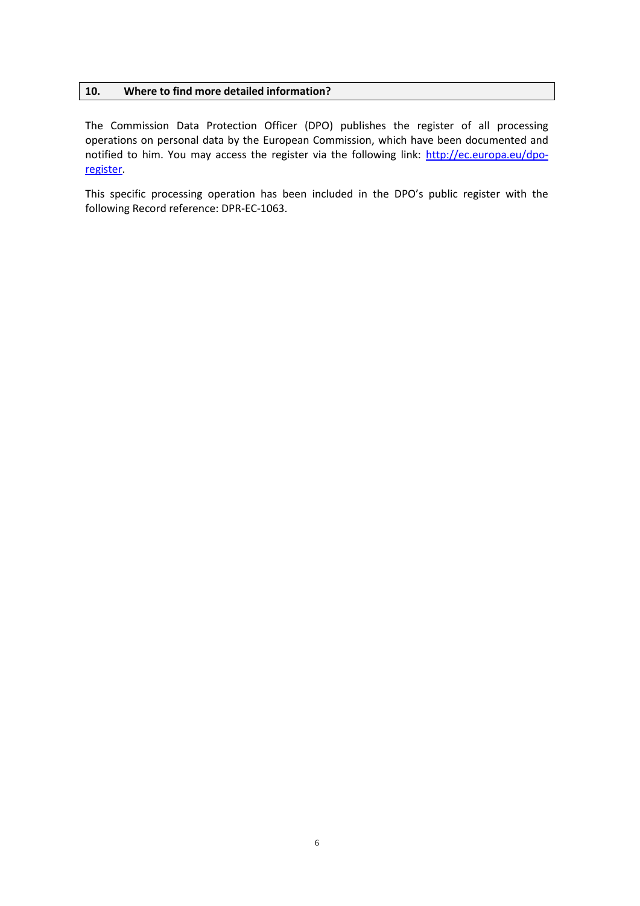## 10. Where to find more detailed information?

The Commission Data Protection Officer (DPO) publishes the register of all processing operations on personal data by the European Commission, which have been documented and notified to him. You may access the register via the following link: [http://ec.europa.eu/dpo-register](http://ec.europa.eu/dpo-register).

This specific processing operation has been included in the DPO's public register with the following Record reference: DPR-EC-1063.